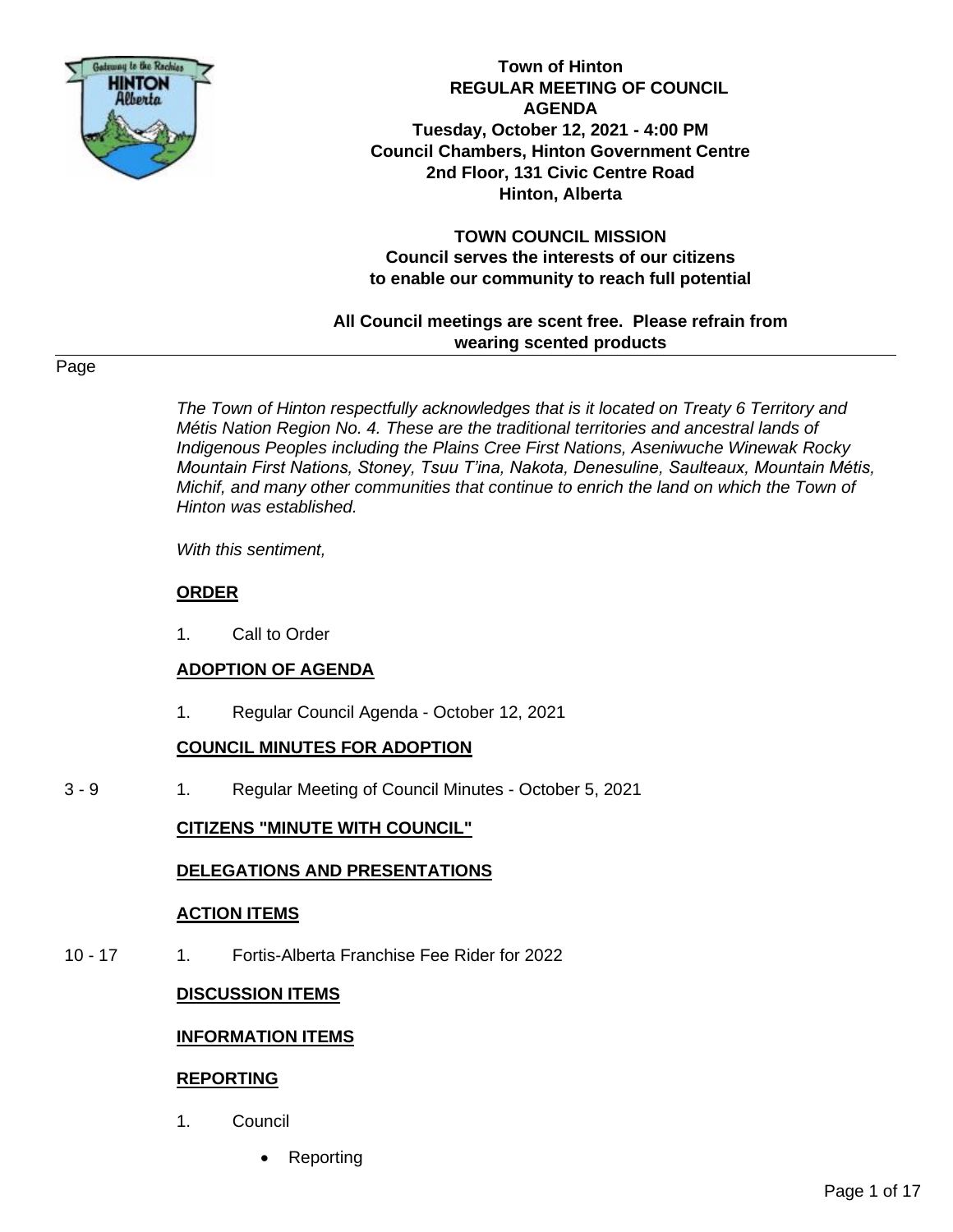# Town of Hinton
## REGULAR MEETING OF COUNCIL
## AGENDA

**Tuesday, October 12, 2021 - 4:00 PM**
**Council Chambers, Hinton Government Centre**
**2nd Floor, 131 Civic Centre Road**
**Hinton, Alberta**

**TOWN COUNCIL MISSION**
**Council serves the interests of our citizens**
**to enable our community to reach full potential**

**All Council meetings are scent free. Please refrain from wearing scented products**

---

Page

*The Town of Hinton respectfully acknowledges that is it located on Treaty 6 Territory and Métis Nation Region No. 4. These are the traditional territories and ancestral lands of Indigenous Peoples including the Plains Cree First Nations, Aseniwuche Winewak Rocky Mountain First Nations, Stoney, Tsuu T'ina, Nakota, Denesuline, Saulteaux, Mountain Métis, Michif, and many other communities that continue to enrich the land on which the Town of Hinton was established.*

*With this sentiment,*

**ORDER**

1. Call to Order

**ADOPTION OF AGENDA**

1. Regular Council Agenda - October 12, 2021

**COUNCIL MINUTES FOR ADOPTION**

3 - 9 1. Regular Meeting of Council Minutes - October 5, 2021

**CITIZENS "MINUTE WITH COUNCIL"**

**DELEGATIONS AND PRESENTATIONS**

**ACTION ITEMS**

10 - 17 1. Fortis-Alberta Franchise Fee Rider for 2022

**DISCUSSION ITEMS**

**INFORMATION ITEMS**

**REPORTING**

1. Council
   - Reporting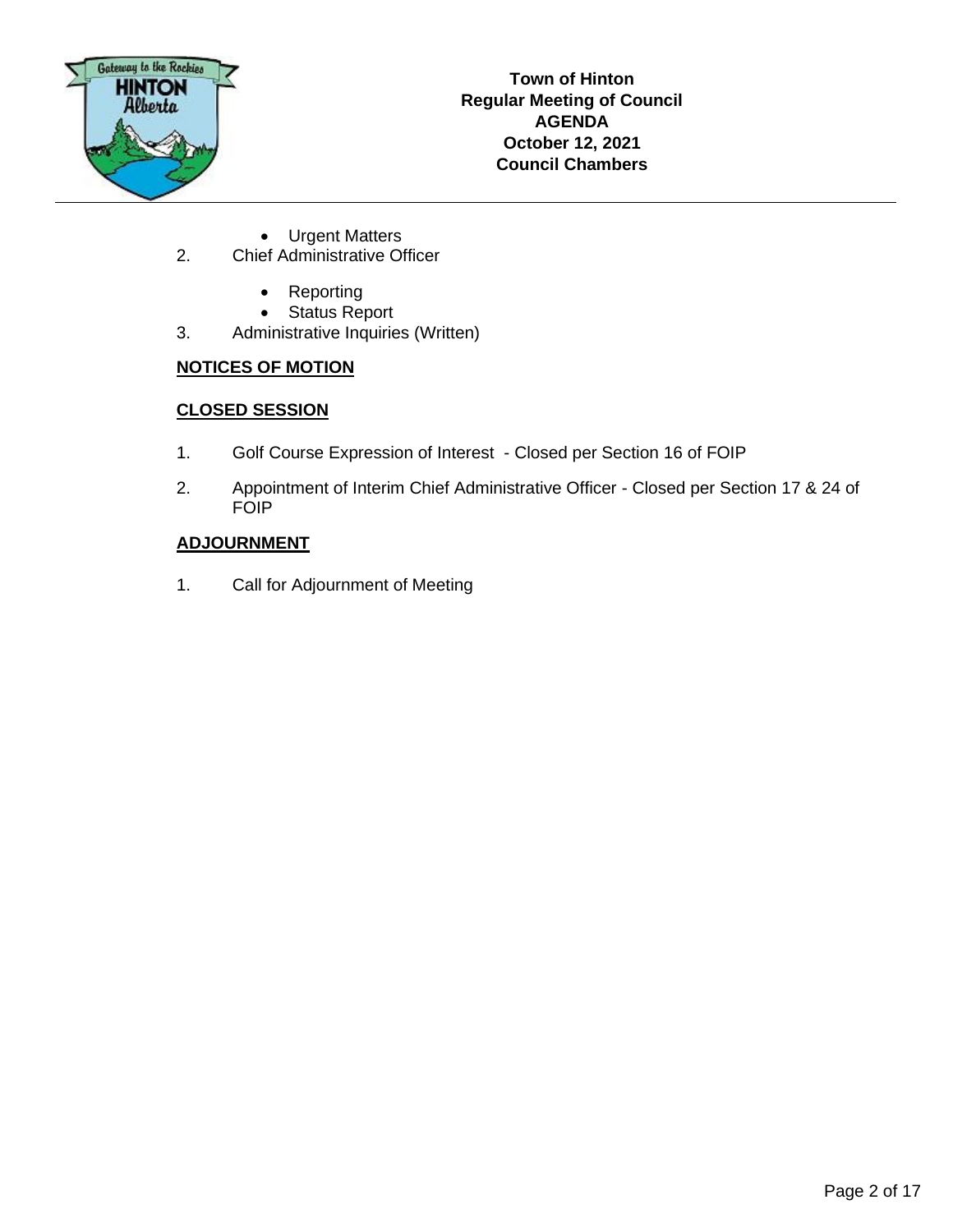- Urgent Matters

2. Chief Administrative Officer

    - Reporting
    - Status Report

3. Administrative Inquiries (Written)

**NOTICES OF MOTION**

**CLOSED SESSION**

1. Golf Course Expression of Interest - Closed per Section 16 of FOIP

2. Appointment of Interim Chief Administrative Officer - Closed per Section 17 & 24 of FOIP

**ADJOURNMENT**

1. Call for Adjournment of Meeting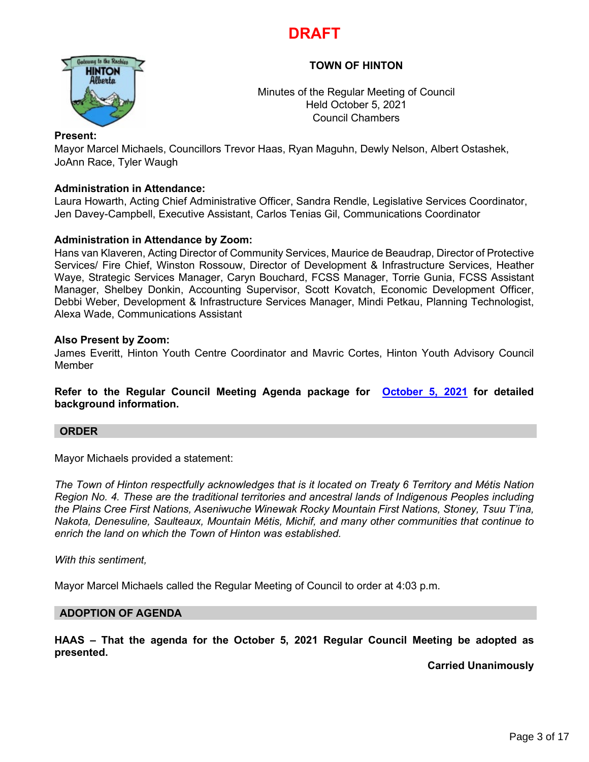# DRAFT

**TOWN OF HINTON**

Minutes of the Regular Meeting of Council
Held October 5, 2021
Council Chambers

**Present:**
Mayor Marcel Michaels, Councillors Trevor Haas, Ryan Maguhn, Dewly Nelson, Albert Ostashek, JoAnn Race, Tyler Waugh

**Administration in Attendance:**
Laura Howarth, Acting Chief Administrative Officer, Sandra Rendle, Legislative Services Coordinator, Jen Davey-Campbell, Executive Assistant, Carlos Tenias Gil, Communications Coordinator

**Administration in Attendance by Zoom:**
Hans van Klaveren, Acting Director of Community Services, Maurice de Beaudrap, Director of Protective Services/ Fire Chief, Winston Rossouw, Director of Development & Infrastructure Services, Heather Waye, Strategic Services Manager, Caryn Bouchard, FCSS Manager, Torrie Gunia, FCSS Assistant Manager, Shelbey Donkin, Accounting Supervisor, Scott Kovatch, Economic Development Officer, Debbi Weber, Development & Infrastructure Services Manager, Mindi Petkau, Planning Technologist, Alexa Wade, Communications Assistant

**Also Present by Zoom:**
James Everitt, Hinton Youth Centre Coordinator and Mavric Cortes, Hinton Youth Advisory Council Member

**Refer to the Regular Council Meeting Agenda package for October 5, 2021 for detailed background information.**

## ORDER

Mayor Michaels provided a statement:

*The Town of Hinton respectfully acknowledges that is it located on Treaty 6 Territory and Métis Nation Region No. 4. These are the traditional territories and ancestral lands of Indigenous Peoples including the Plains Cree First Nations, Aseniwuche Winewak Rocky Mountain First Nations, Stoney, Tsuu T'ina, Nakota, Denesuline, Saulteaux, Mountain Métis, Michif, and many other communities that continue to enrich the land on which the Town of Hinton was established.*

*With this sentiment,*

Mayor Marcel Michaels called the Regular Meeting of Council to order at 4:03 p.m.

## ADOPTION OF AGENDA

**HAAS – That the agenda for the October 5, 2021 Regular Council Meeting be adopted as presented.**

**Carried Unanimously**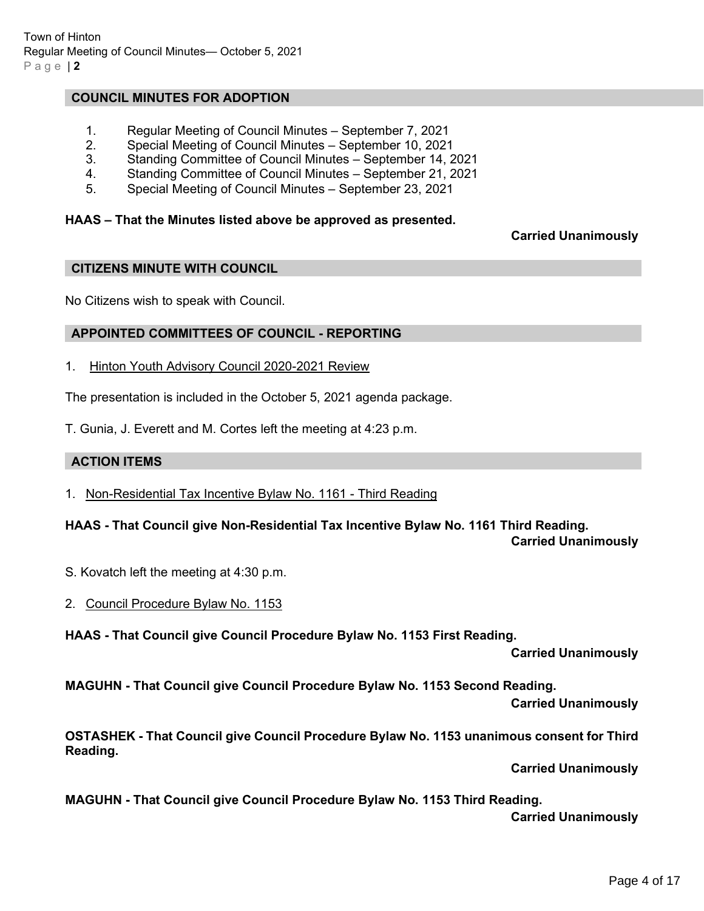## COUNCIL MINUTES FOR ADOPTION

1. Regular Meeting of Council Minutes – September 7, 2021
2. Special Meeting of Council Minutes – September 10, 2021
3. Standing Committee of Council Minutes – September 14, 2021
4. Standing Committee of Council Minutes – September 21, 2021
5. Special Meeting of Council Minutes – September 23, 2021

**HAAS – That the Minutes listed above be approved as presented.**

**Carried Unanimously**

## CITIZENS MINUTE WITH COUNCIL

No Citizens wish to speak with Council.

## APPOINTED COMMITTEES OF COUNCIL - REPORTING

1. Hinton Youth Advisory Council 2020-2021 Review

The presentation is included in the October 5, 2021 agenda package.

T. Gunia, J. Everett and M. Cortes left the meeting at 4:23 p.m.

## ACTION ITEMS

1. Non-Residential Tax Incentive Bylaw No. 1161 - Third Reading

**HAAS - That Council give Non-Residential Tax Incentive Bylaw No. 1161 Third Reading.**

**Carried Unanimously**

S. Kovatch left the meeting at 4:30 p.m.

2. Council Procedure Bylaw No. 1153

**HAAS - That Council give Council Procedure Bylaw No. 1153 First Reading.**

**Carried Unanimously**

**MAGUHN - That Council give Council Procedure Bylaw No. 1153 Second Reading.**

**Carried Unanimously**

**OSTASHEK - That Council give Council Procedure Bylaw No. 1153 unanimous consent for Third Reading.**

**Carried Unanimously**

**MAGUHN - That Council give Council Procedure Bylaw No. 1153 Third Reading.**

**Carried Unanimously**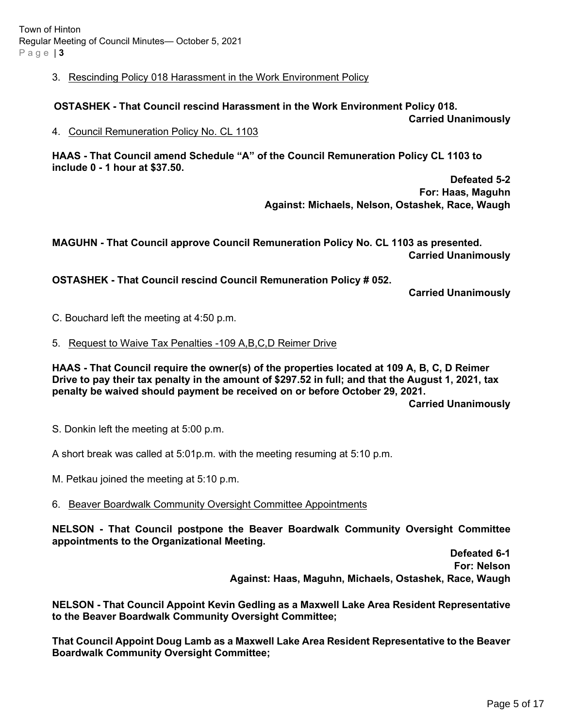3. Rescinding Policy 018 Harassment in the Work Environment Policy

**OSTASHEK - That Council rescind Harassment in the Work Environment Policy 018.**

**Carried Unanimously**

4. Council Remuneration Policy No. CL 1103

**HAAS - That Council amend Schedule "A" of the Council Remuneration Policy CL 1103 to include 0 - 1 hour at $37.50.**

**Defeated 5-2**
**For: Haas, Maguhn**
**Against: Michaels, Nelson, Ostashek, Race, Waugh**

**MAGUHN - That Council approve Council Remuneration Policy No. CL 1103 as presented.**

**Carried Unanimously**

**OSTASHEK - That Council rescind Council Remuneration Policy # 052.**

**Carried Unanimously**

C. Bouchard left the meeting at 4:50 p.m.

5. Request to Waive Tax Penalties -109 A,B,C,D Reimer Drive

**HAAS - That Council require the owner(s) of the properties located at 109 A, B, C, D Reimer Drive to pay their tax penalty in the amount of $297.52 in full; and that the August 1, 2021, tax penalty be waived should payment be received on or before October 29, 2021.**

**Carried Unanimously**

S. Donkin left the meeting at 5:00 p.m.

A short break was called at 5:01p.m. with the meeting resuming at 5:10 p.m.

M. Petkau joined the meeting at 5:10 p.m.

6. Beaver Boardwalk Community Oversight Committee Appointments

**NELSON - That Council postpone the Beaver Boardwalk Community Oversight Committee appointments to the Organizational Meeting.**

**Defeated 6-1**
**For: Nelson**
**Against: Haas, Maguhn, Michaels, Ostashek, Race, Waugh**

**NELSON - That Council Appoint Kevin Gedling as a Maxwell Lake Area Resident Representative to the Beaver Boardwalk Community Oversight Committee;**

**That Council Appoint Doug Lamb as a Maxwell Lake Area Resident Representative to the Beaver Boardwalk Community Oversight Committee;**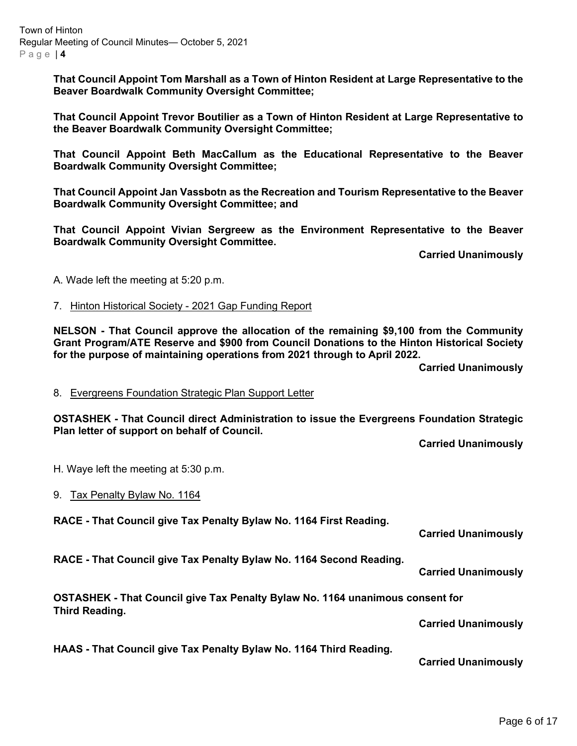**That Council Appoint Tom Marshall as a Town of Hinton Resident at Large Representative to the Beaver Boardwalk Community Oversight Committee;**

**That Council Appoint Trevor Boutilier as a Town of Hinton Resident at Large Representative to the Beaver Boardwalk Community Oversight Committee;**

**That Council Appoint Beth MacCallum as the Educational Representative to the Beaver Boardwalk Community Oversight Committee;**

**That Council Appoint Jan Vassbotn as the Recreation and Tourism Representative to the Beaver Boardwalk Community Oversight Committee; and**

**That Council Appoint Vivian Sergreew as the Environment Representative to the Beaver Boardwalk Community Oversight Committee.**

**Carried Unanimously**

A. Wade left the meeting at 5:20 p.m.

7. Hinton Historical Society - 2021 Gap Funding Report

**NELSON - That Council approve the allocation of the remaining $9,100 from the Community Grant Program/ATE Reserve and $900 from Council Donations to the Hinton Historical Society for the purpose of maintaining operations from 2021 through to April 2022.**

**Carried Unanimously**

8. Evergreens Foundation Strategic Plan Support Letter

**OSTASHEK - That Council direct Administration to issue the Evergreens Foundation Strategic Plan letter of support on behalf of Council.**

**Carried Unanimously**

H. Waye left the meeting at 5:30 p.m.

9. Tax Penalty Bylaw No. 1164

**RACE - That Council give Tax Penalty Bylaw No. 1164 First Reading.**

**Carried Unanimously**

**RACE - That Council give Tax Penalty Bylaw No. 1164 Second Reading.**

**Carried Unanimously**

**OSTASHEK - That Council give Tax Penalty Bylaw No. 1164 unanimous consent for Third Reading.**

**Carried Unanimously**

**HAAS - That Council give Tax Penalty Bylaw No. 1164 Third Reading.**

**Carried Unanimously**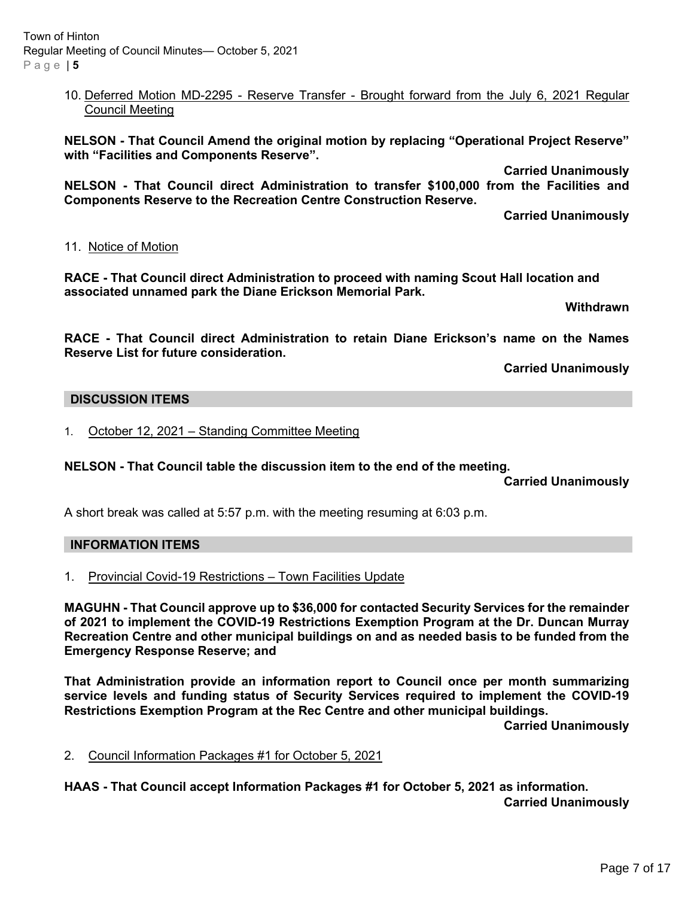10. Deferred Motion MD-2295 - Reserve Transfer - Brought forward from the July 6, 2021 Regular Council Meeting

**NELSON - That Council Amend the original motion by replacing "Operational Project Reserve" with "Facilities and Components Reserve".**

**Carried Unanimously**

**NELSON - That Council direct Administration to transfer $100,000 from the Facilities and Components Reserve to the Recreation Centre Construction Reserve.**

**Carried Unanimously**

11. Notice of Motion

**RACE - That Council direct Administration to proceed with naming Scout Hall location and associated unnamed park the Diane Erickson Memorial Park.**

**Withdrawn**

**RACE - That Council direct Administration to retain Diane Erickson's name on the Names Reserve List for future consideration.**

**Carried Unanimously**

## DISCUSSION ITEMS

1. October 12, 2021 – Standing Committee Meeting

**NELSON - That Council table the discussion item to the end of the meeting.**

**Carried Unanimously**

A short break was called at 5:57 p.m. with the meeting resuming at 6:03 p.m.

## INFORMATION ITEMS

1. Provincial Covid-19 Restrictions – Town Facilities Update

**MAGUHN - That Council approve up to $36,000 for contacted Security Services for the remainder of 2021 to implement the COVID-19 Restrictions Exemption Program at the Dr. Duncan Murray Recreation Centre and other municipal buildings on and as needed basis to be funded from the Emergency Response Reserve; and**

**That Administration provide an information report to Council once per month summarizing service levels and funding status of Security Services required to implement the COVID-19 Restrictions Exemption Program at the Rec Centre and other municipal buildings.**

**Carried Unanimously**

2. Council Information Packages #1 for October 5, 2021

**HAAS - That Council accept Information Packages #1 for October 5, 2021 as information.**

**Carried Unanimously**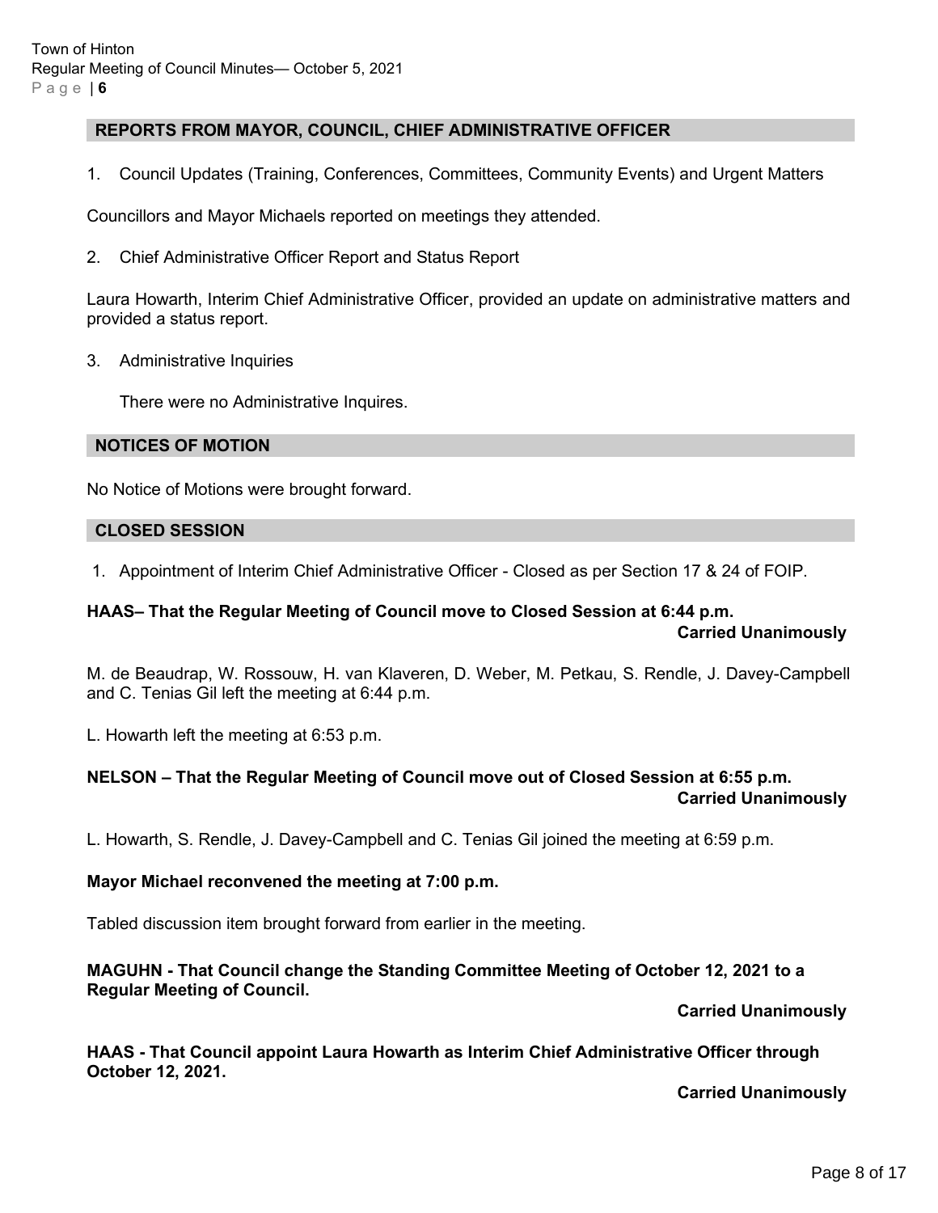## REPORTS FROM MAYOR, COUNCIL, CHIEF ADMINISTRATIVE OFFICER

1. Council Updates (Training, Conferences, Committees, Community Events) and Urgent Matters

Councillors and Mayor Michaels reported on meetings they attended.

2. Chief Administrative Officer Report and Status Report

Laura Howarth, Interim Chief Administrative Officer, provided an update on administrative matters and provided a status report.

3. Administrative Inquiries

   There were no Administrative Inquires.

## NOTICES OF MOTION

No Notice of Motions were brought forward.

## CLOSED SESSION

1. Appointment of Interim Chief Administrative Officer - Closed as per Section 17 & 24 of FOIP.

**HAAS– That the Regular Meeting of Council move to Closed Session at 6:44 p.m.**
**Carried Unanimously**

M. de Beaudrap, W. Rossouw, H. van Klaveren, D. Weber, M. Petkau, S. Rendle, J. Davey-Campbell and C. Tenias Gil left the meeting at 6:44 p.m.

L. Howarth left the meeting at 6:53 p.m.

**NELSON – That the Regular Meeting of Council move out of Closed Session at 6:55 p.m.**
**Carried Unanimously**

L. Howarth, S. Rendle, J. Davey-Campbell and C. Tenias Gil joined the meeting at 6:59 p.m.

**Mayor Michael reconvened the meeting at 7:00 p.m.**

Tabled discussion item brought forward from earlier in the meeting.

**MAGUHN - That Council change the Standing Committee Meeting of October 12, 2021 to a Regular Meeting of Council.**
**Carried Unanimously**

**HAAS - That Council appoint Laura Howarth as Interim Chief Administrative Officer through October 12, 2021.**
**Carried Unanimously**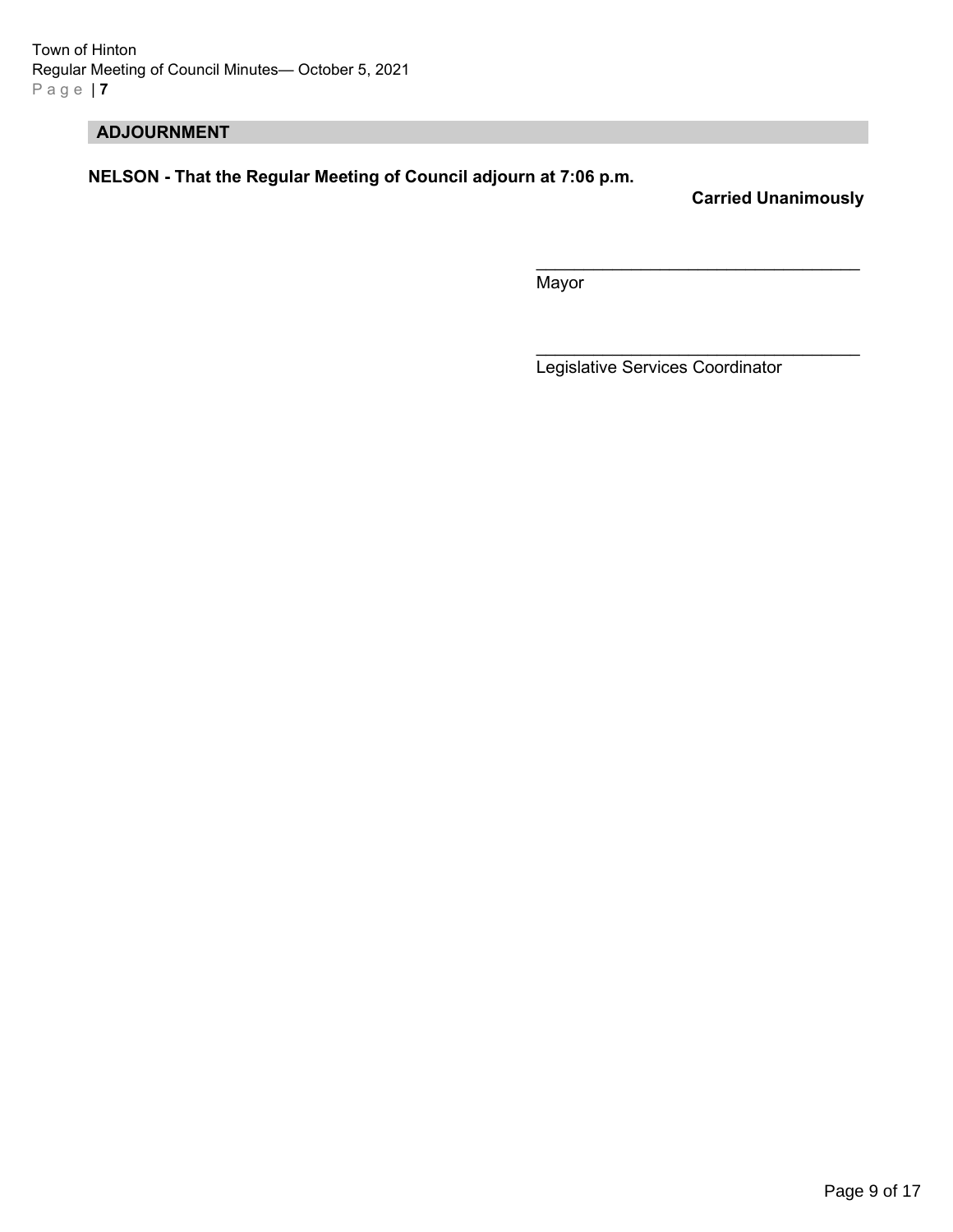## ADJOURNMENT

**NELSON - That the Regular Meeting of Council adjourn at 7:06 p.m.**

**Carried Unanimously**

\_\_\_\_\_\_\_\_\_\_\_\_\_\_\_\_\_\_\_\_\_\_\_\_\_\_\_\_\_\_\_\_\_\_
Mayor

\_\_\_\_\_\_\_\_\_\_\_\_\_\_\_\_\_\_\_\_\_\_\_\_\_\_\_\_\_\_\_\_\_\_
Legislative Services Coordinator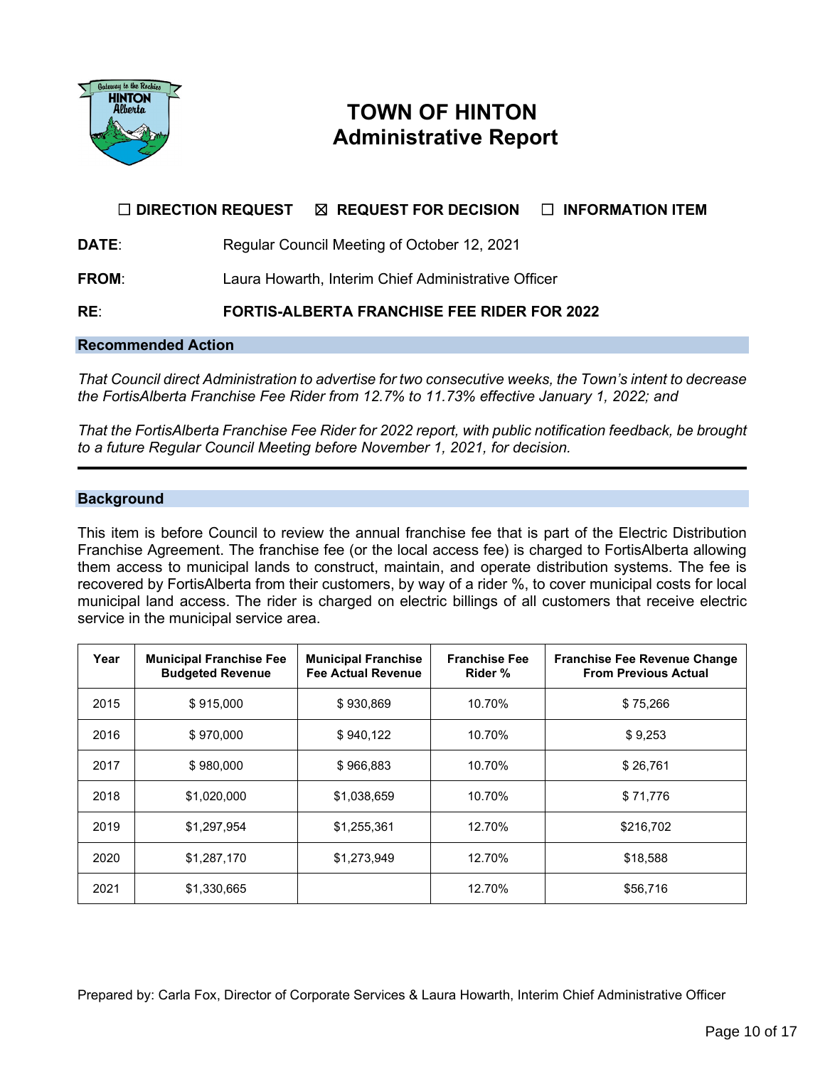# TOWN OF HINTON
## Administrative Report

☐ **DIRECTION REQUEST** ☒ **REQUEST FOR DECISION** ☐ **INFORMATION ITEM**

**DATE**: Regular Council Meeting of October 12, 2021

**FROM**: Laura Howarth, Interim Chief Administrative Officer

**RE**: **FORTIS-ALBERTA FRANCHISE FEE RIDER FOR 2022**

### Recommended Action

*That Council direct Administration to advertise for two consecutive weeks, the Town's intent to decrease the FortisAlberta Franchise Fee Rider from 12.7% to 11.73% effective January 1, 2022; and*

*That the FortisAlberta Franchise Fee Rider for 2022 report, with public notification feedback, be brought to a future Regular Council Meeting before November 1, 2021, for decision.*

---

### Background

This item is before Council to review the annual franchise fee that is part of the Electric Distribution Franchise Agreement. The franchise fee (or the local access fee) is charged to FortisAlberta allowing them access to municipal lands to construct, maintain, and operate distribution systems. The fee is recovered by FortisAlberta from their customers, by way of a rider %, to cover municipal costs for local municipal land access. The rider is charged on electric billings of all customers that receive electric service in the municipal service area.

| Year | Municipal Franchise Fee Budgeted Revenue | Municipal Franchise Fee Actual Revenue | Franchise Fee Rider % | Franchise Fee Revenue Change From Previous Actual |
|---|---|---|---|---|
| 2015 | $ 915,000 | $ 930,869 | 10.70% | $ 75,266 |
| 2016 | $ 970,000 | $ 940,122 | 10.70% | $ 9,253 |
| 2017 | $ 980,000 | $ 966,883 | 10.70% | $ 26,761 |
| 2018 | $1,020,000 | $1,038,659 | 10.70% | $ 71,776 |
| 2019 | $1,297,954 | $1,255,361 | 12.70% | $216,702 |
| 2020 | $1,287,170 | $1,273,949 | 12.70% | $18,588 |
| 2021 | $1,330,665 | | 12.70% | $56,716 |

Prepared by: Carla Fox, Director of Corporate Services & Laura Howarth, Interim Chief Administrative Officer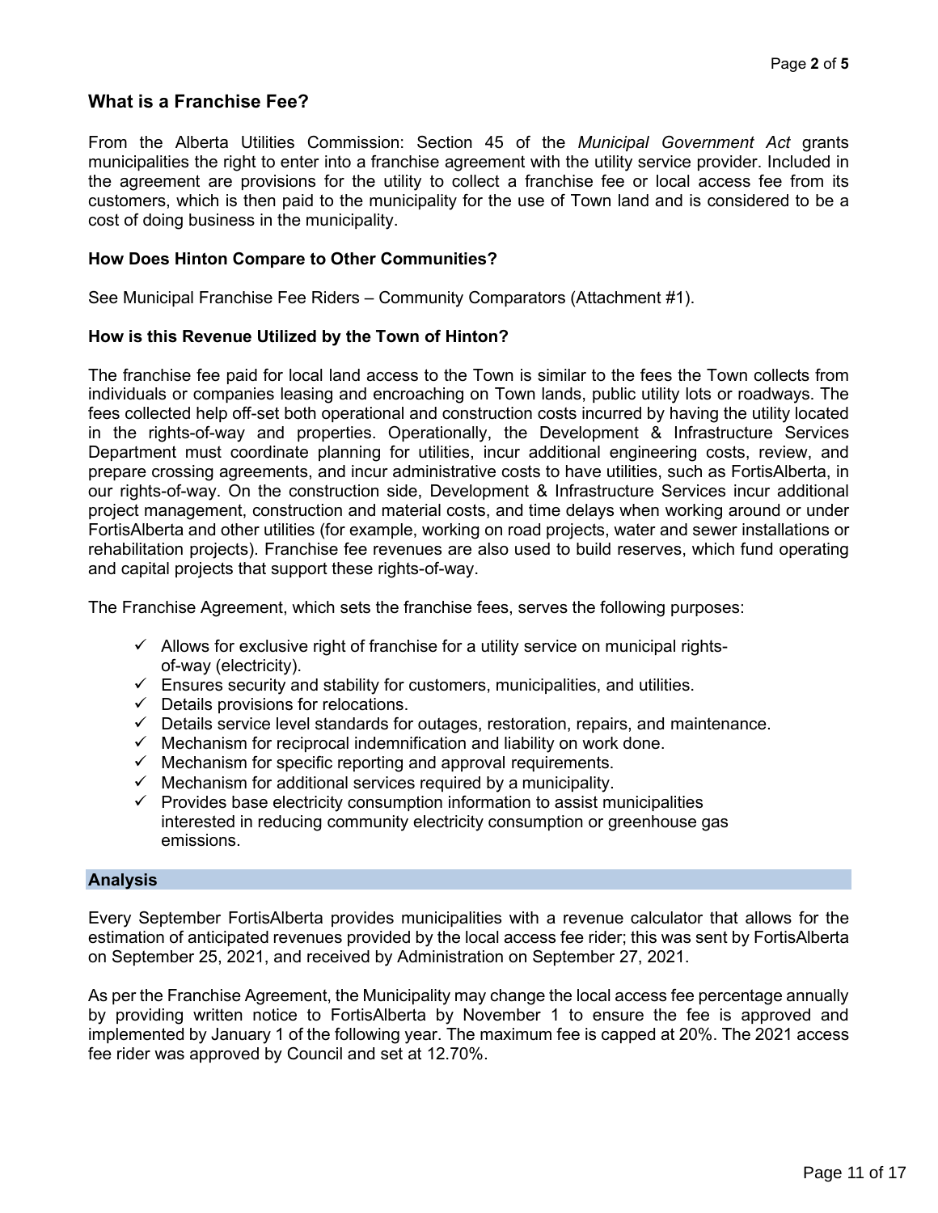## What is a Franchise Fee?

From the Alberta Utilities Commission: Section 45 of the *Municipal Government Act* grants municipalities the right to enter into a franchise agreement with the utility service provider. Included in the agreement are provisions for the utility to collect a franchise fee or local access fee from its customers, which is then paid to the municipality for the use of Town land and is considered to be a cost of doing business in the municipality.

### How Does Hinton Compare to Other Communities?

See Municipal Franchise Fee Riders – Community Comparators (Attachment #1).

### How is this Revenue Utilized by the Town of Hinton?

The franchise fee paid for local land access to the Town is similar to the fees the Town collects from individuals or companies leasing and encroaching on Town lands, public utility lots or roadways. The fees collected help off-set both operational and construction costs incurred by having the utility located in the rights-of-way and properties. Operationally, the Development & Infrastructure Services Department must coordinate planning for utilities, incur additional engineering costs, review, and prepare crossing agreements, and incur administrative costs to have utilities, such as FortisAlberta, in our rights-of-way. On the construction side, Development & Infrastructure Services incur additional project management, construction and material costs, and time delays when working around or under FortisAlberta and other utilities (for example, working on road projects, water and sewer installations or rehabilitation projects). Franchise fee revenues are also used to build reserves, which fund operating and capital projects that support these rights-of-way.

The Franchise Agreement, which sets the franchise fees, serves the following purposes:

- ✓ Allows for exclusive right of franchise for a utility service on municipal rights-of-way (electricity).
- ✓ Ensures security and stability for customers, municipalities, and utilities.
- ✓ Details provisions for relocations.
- ✓ Details service level standards for outages, restoration, repairs, and maintenance.
- ✓ Mechanism for reciprocal indemnification and liability on work done.
- ✓ Mechanism for specific reporting and approval requirements.
- ✓ Mechanism for additional services required by a municipality.
- ✓ Provides base electricity consumption information to assist municipalities interested in reducing community electricity consumption or greenhouse gas emissions.

## Analysis

Every September FortisAlberta provides municipalities with a revenue calculator that allows for the estimation of anticipated revenues provided by the local access fee rider; this was sent by FortisAlberta on September 25, 2021, and received by Administration on September 27, 2021.

As per the Franchise Agreement, the Municipality may change the local access fee percentage annually by providing written notice to FortisAlberta by November 1 to ensure the fee is approved and implemented by January 1 of the following year. The maximum fee is capped at 20%. The 2021 access fee rider was approved by Council and set at 12.70%.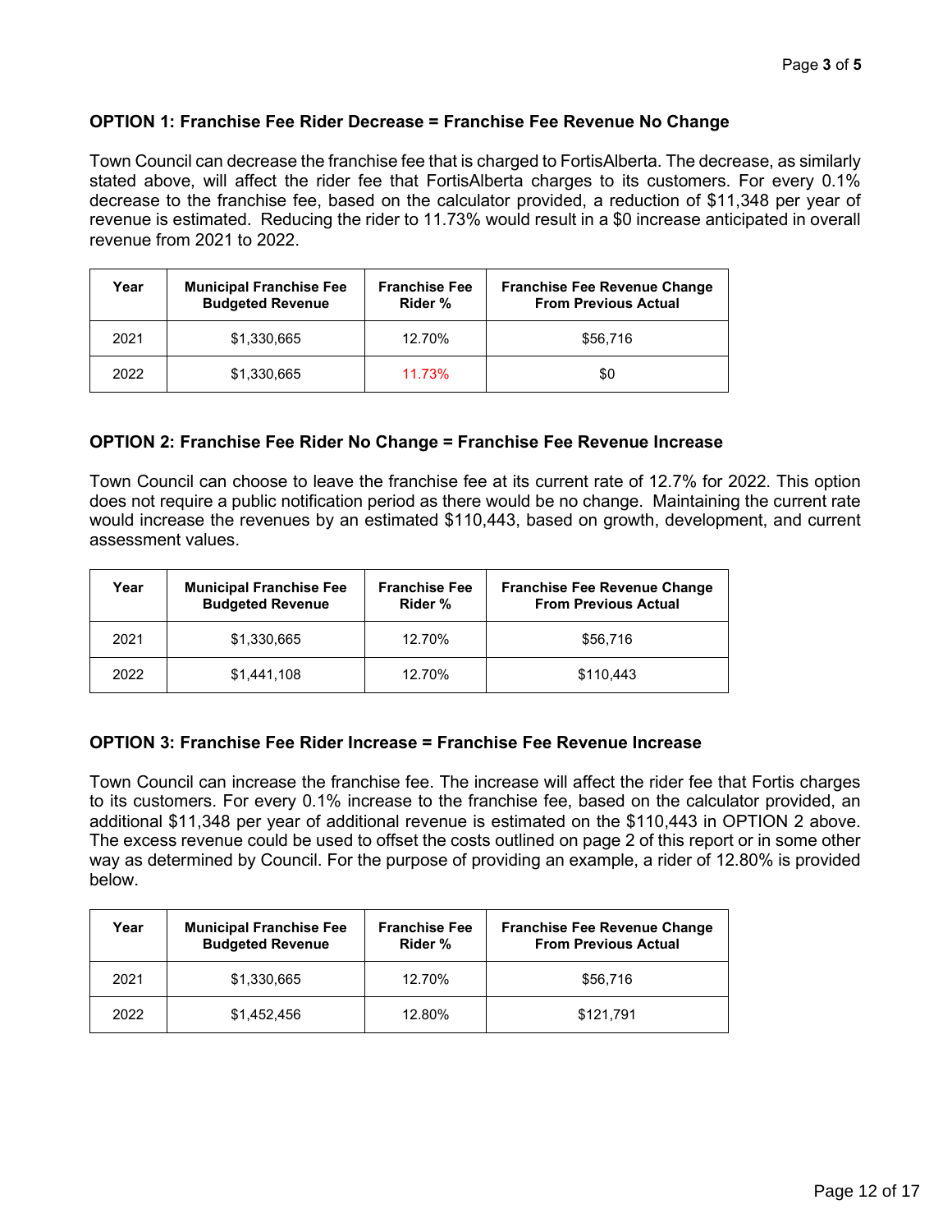### OPTION 1: Franchise Fee Rider Decrease = Franchise Fee Revenue No Change

Town Council can decrease the franchise fee that is charged to FortisAlberta. The decrease, as similarly stated above, will affect the rider fee that FortisAlberta charges to its customers. For every 0.1% decrease to the franchise fee, based on the calculator provided, a reduction of $11,348 per year of revenue is estimated. Reducing the rider to 11.73% would result in a $0 increase anticipated in overall revenue from 2021 to 2022.

| Year | Municipal Franchise Fee Budgeted Revenue | Franchise Fee Rider % | Franchise Fee Revenue Change From Previous Actual |
|---|---|---|---|
| 2021 | $1,330,665 | 12.70% | $56,716 |
| 2022 | $1,330,665 | 11.73% | $0 |

### OPTION 2: Franchise Fee Rider No Change = Franchise Fee Revenue Increase

Town Council can choose to leave the franchise fee at its current rate of 12.7% for 2022. This option does not require a public notification period as there would be no change. Maintaining the current rate would increase the revenues by an estimated $110,443, based on growth, development, and current assessment values.

| Year | Municipal Franchise Fee Budgeted Revenue | Franchise Fee Rider % | Franchise Fee Revenue Change From Previous Actual |
|---|---|---|---|
| 2021 | $1,330,665 | 12.70% | $56,716 |
| 2022 | $1,441,108 | 12.70% | $110,443 |

### OPTION 3: Franchise Fee Rider Increase = Franchise Fee Revenue Increase

Town Council can increase the franchise fee. The increase will affect the rider fee that Fortis charges to its customers. For every 0.1% increase to the franchise fee, based on the calculator provided, an additional $11,348 per year of additional revenue is estimated on the $110,443 in OPTION 2 above. The excess revenue could be used to offset the costs outlined on page 2 of this report or in some other way as determined by Council. For the purpose of providing an example, a rider of 12.80% is provided below.

| Year | Municipal Franchise Fee Budgeted Revenue | Franchise Fee Rider % | Franchise Fee Revenue Change From Previous Actual |
|---|---|---|---|
| 2021 | $1,330,665 | 12.70% | $56,716 |
| 2022 | $1,452,456 | 12.80% | $121,791 |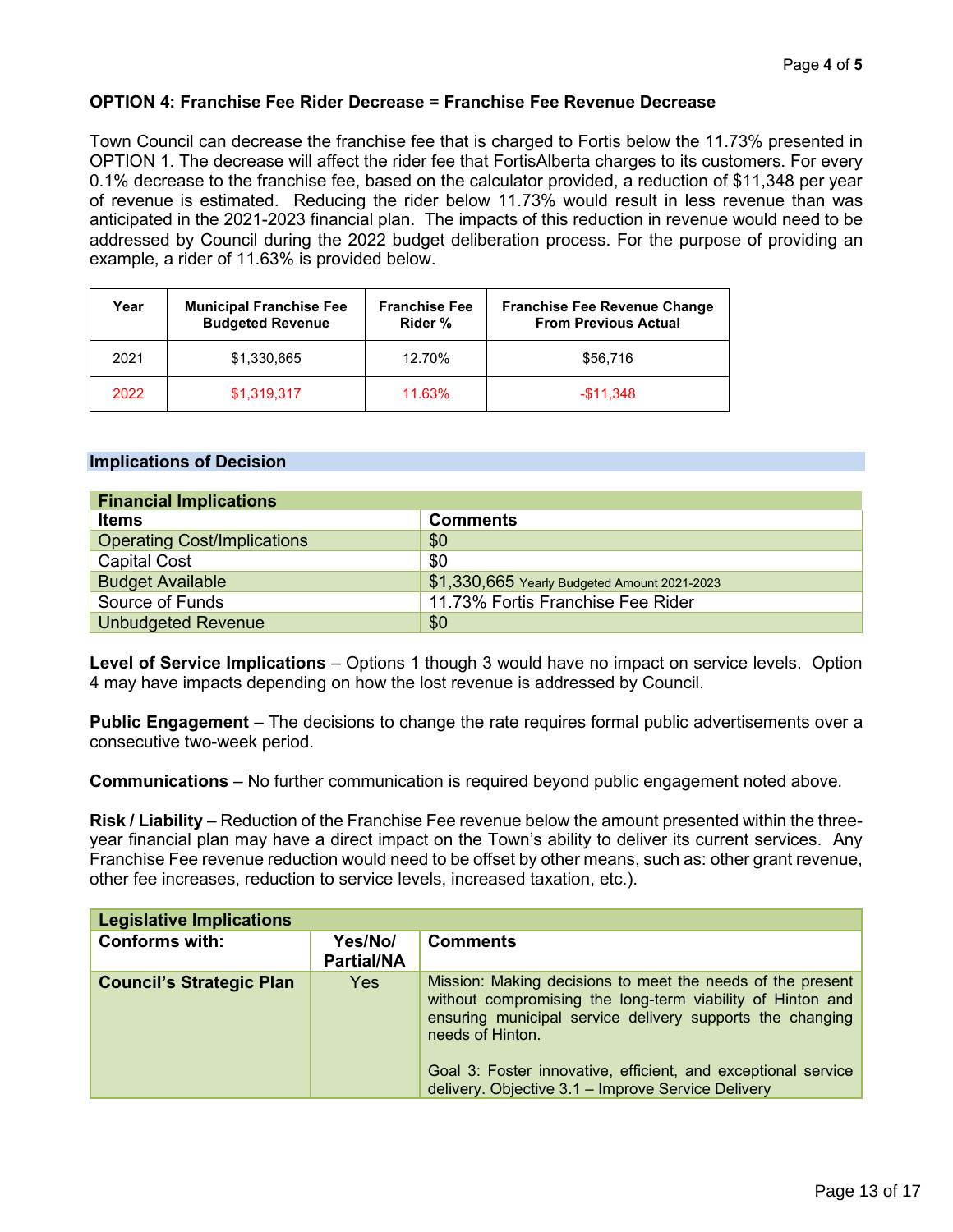**OPTION 4: Franchise Fee Rider Decrease = Franchise Fee Revenue Decrease**

Town Council can decrease the franchise fee that is charged to Fortis below the 11.73% presented in OPTION 1. The decrease will affect the rider fee that FortisAlberta charges to its customers. For every 0.1% decrease to the franchise fee, based on the calculator provided, a reduction of $11,348 per year of revenue is estimated. Reducing the rider below 11.73% would result in less revenue than was anticipated in the 2021-2023 financial plan. The impacts of this reduction in revenue would need to be addressed by Council during the 2022 budget deliberation process. For the purpose of providing an example, a rider of 11.63% is provided below.

| Year | Municipal Franchise Fee Budgeted Revenue | Franchise Fee Rider % | Franchise Fee Revenue Change From Previous Actual |
|---|---|---|---|
| 2021 | $1,330,665 | 12.70% | $56,716 |
| 2022 | $1,319,317 | 11.63% | -$11,348 |

## Implications of Decision

| Financial Implications | |
|---|---|
| **Items** | **Comments** |
| Operating Cost/Implications | $0 |
| Capital Cost | $0 |
| Budget Available | $1,330,665 Yearly Budgeted Amount 2021-2023 |
| Source of Funds | 11.73% Fortis Franchise Fee Rider |
| Unbudgeted Revenue | $0 |

**Level of Service Implications** – Options 1 though 3 would have no impact on service levels. Option 4 may have impacts depending on how the lost revenue is addressed by Council.

**Public Engagement** – The decisions to change the rate requires formal public advertisements over a consecutive two-week period.

**Communications** – No further communication is required beyond public engagement noted above.

**Risk / Liability** – Reduction of the Franchise Fee revenue below the amount presented within the three-year financial plan may have a direct impact on the Town's ability to deliver its current services. Any Franchise Fee revenue reduction would need to be offset by other means, such as: other grant revenue, other fee increases, reduction to service levels, increased taxation, etc.).

| Legislative Implications | | |
|---|---|---|
| **Conforms with:** | **Yes/No/ Partial/NA** | **Comments** |
| **Council's Strategic Plan** | Yes | Mission: Making decisions to meet the needs of the present without compromising the long-term viability of Hinton and ensuring municipal service delivery supports the changing needs of Hinton.<br><br>Goal 3: Foster innovative, efficient, and exceptional service delivery. Objective 3.1 – Improve Service Delivery |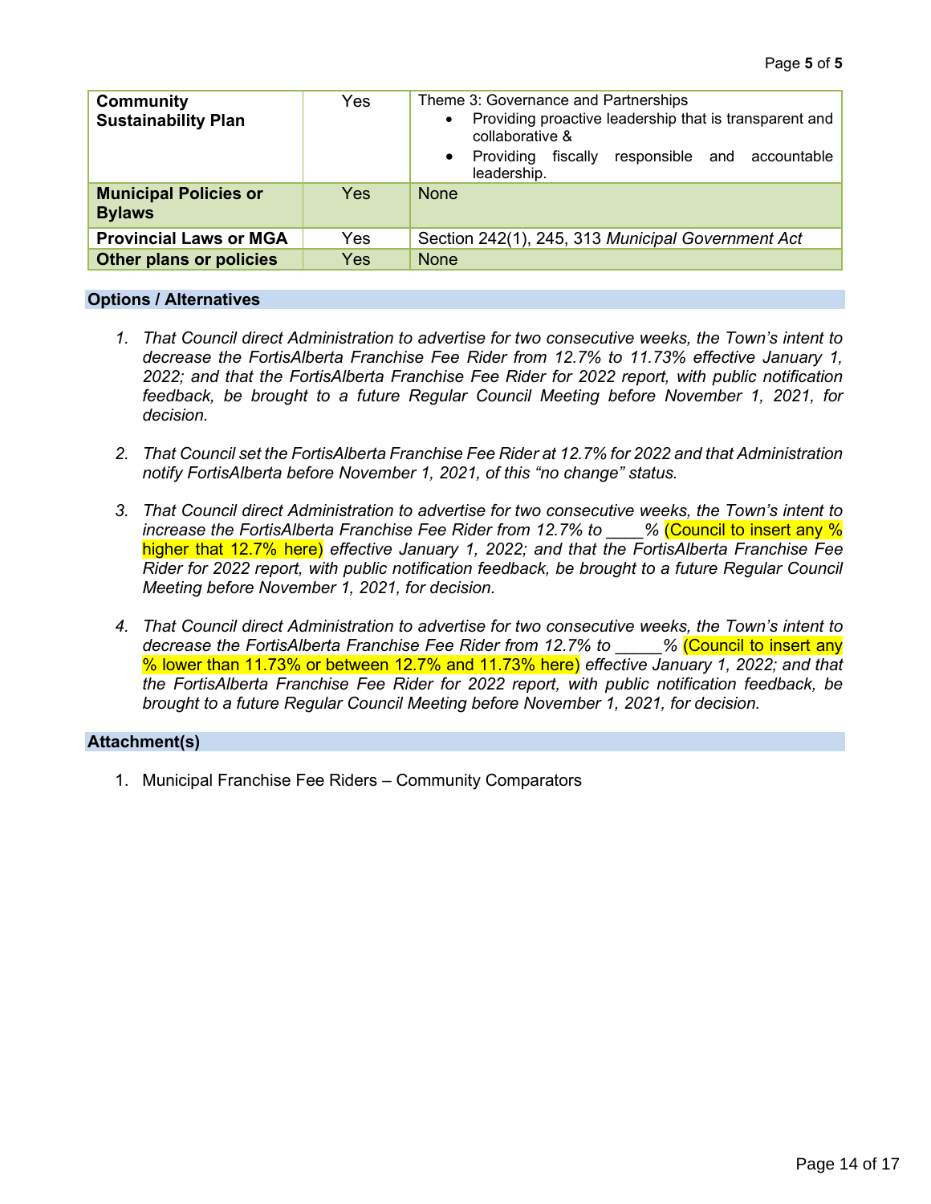| | | |
|---|---|---|
| **Community Sustainability Plan** | Yes | Theme 3: Governance and Partnerships<br>• Providing proactive leadership that is transparent and collaborative &<br>• Providing fiscally responsible and accountable leadership. |
| **Municipal Policies or Bylaws** | Yes | None |
| **Provincial Laws or MGA** | Yes | Section 242(1), 245, 313 *Municipal Government Act* |
| **Other plans or policies** | Yes | None |

## Options / Alternatives

1. *That Council direct Administration to advertise for two consecutive weeks, the Town's intent to decrease the FortisAlberta Franchise Fee Rider from 12.7% to 11.73% effective January 1, 2022; and that the FortisAlberta Franchise Fee Rider for 2022 report, with public notification feedback, be brought to a future Regular Council Meeting before November 1, 2021, for decision.*

2. *That Council set the FortisAlberta Franchise Fee Rider at 12.7% for 2022 and that Administration notify FortisAlberta before November 1, 2021, of this "no change" status.*

3. *That Council direct Administration to advertise for two consecutive weeks, the Town's intent to increase the FortisAlberta Franchise Fee Rider from 12.7% to ____%* (Council to insert any % higher that 12.7% here) *effective January 1, 2022; and that the FortisAlberta Franchise Fee Rider for 2022 report, with public notification feedback, be brought to a future Regular Council Meeting before November 1, 2021, for decision.*

4. *That Council direct Administration to advertise for two consecutive weeks, the Town's intent to decrease the FortisAlberta Franchise Fee Rider from 12.7% to _____%* (Council to insert any % lower than 11.73% or between 12.7% and 11.73% here) *effective January 1, 2022; and that the FortisAlberta Franchise Fee Rider for 2022 report, with public notification feedback, be brought to a future Regular Council Meeting before November 1, 2021, for decision.*

## Attachment(s)

1. Municipal Franchise Fee Riders – Community Comparators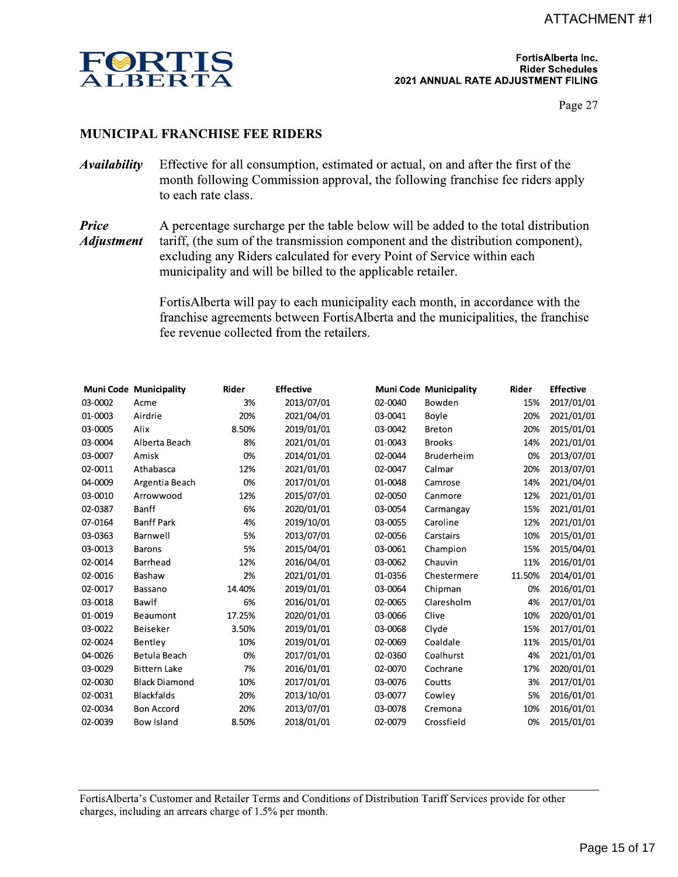ATTACHMENT #1

FORTIS ALBERTA

**FortisAlberta Inc.**
**Rider Schedules**
**2021 ANNUAL RATE ADJUSTMENT FILING**

Page 27

## MUNICIPAL FRANCHISE FEE RIDERS

***Availability*** Effective for all consumption, estimated or actual, on and after the first of the month following Commission approval, the following franchise fee riders apply to each rate class.

***Price Adjustment*** A percentage surcharge per the table below will be added to the total distribution tariff, (the sum of the transmission component and the distribution component), excluding any Riders calculated for every Point of Service within each municipality and will be billed to the applicable retailer.

FortisAlberta will pay to each municipality each month, in accordance with the franchise agreements between FortisAlberta and the municipalities, the franchise fee revenue collected from the retailers.

| Muni Code | Municipality | Rider | Effective |
|---|---|---|---|
| 03-0002 | Acme | 3% | 2013/07/01 |
| 01-0003 | Airdrie | 20% | 2021/04/01 |
| 03-0005 | Alix | 8.50% | 2019/01/01 |
| 03-0004 | Alberta Beach | 8% | 2021/01/01 |
| 03-0007 | Amisk | 0% | 2014/01/01 |
| 02-0011 | Athabasca | 12% | 2021/01/01 |
| 04-0009 | Argentia Beach | 0% | 2017/01/01 |
| 03-0010 | Arrowwood | 12% | 2015/07/01 |
| 02-0387 | Banff | 6% | 2020/01/01 |
| 07-0164 | Banff Park | 4% | 2019/10/01 |
| 03-0363 | Barnwell | 5% | 2013/07/01 |
| 03-0013 | Barons | 5% | 2015/04/01 |
| 02-0014 | Barrhead | 12% | 2016/04/01 |
| 02-0016 | Bashaw | 2% | 2021/01/01 |
| 02-0017 | Bassano | 14.40% | 2019/01/01 |
| 03-0018 | Bawlf | 6% | 2016/01/01 |
| 01-0019 | Beaumont | 17.25% | 2020/01/01 |
| 03-0022 | Beiseker | 3.50% | 2019/01/01 |
| 02-0024 | Bentley | 10% | 2019/01/01 |
| 04-0026 | Betula Beach | 0% | 2017/01/01 |
| 03-0029 | Bittern Lake | 7% | 2016/01/01 |
| 02-0030 | Black Diamond | 10% | 2017/01/01 |
| 02-0031 | Blackfalds | 20% | 2013/10/01 |
| 02-0034 | Bon Accord | 20% | 2013/07/01 |
| 02-0039 | Bow Island | 8.50% | 2018/01/01 |
| 02-0040 | Bowden | 15% | 2017/01/01 |
| 03-0041 | Boyle | 20% | 2021/01/01 |
| 03-0042 | Breton | 20% | 2015/01/01 |
| 01-0043 | Brooks | 14% | 2021/01/01 |
| 02-0044 | Bruderheim | 0% | 2013/07/01 |
| 02-0047 | Calmar | 20% | 2013/07/01 |
| 01-0048 | Camrose | 14% | 2021/04/01 |
| 02-0050 | Canmore | 12% | 2021/01/01 |
| 03-0054 | Carmangay | 15% | 2021/01/01 |
| 03-0055 | Caroline | 12% | 2021/01/01 |
| 02-0056 | Carstairs | 10% | 2015/01/01 |
| 03-0061 | Champion | 15% | 2015/04/01 |
| 03-0062 | Chauvin | 11% | 2016/01/01 |
| 01-0356 | Chestermere | 11.50% | 2014/01/01 |
| 03-0064 | Chipman | 0% | 2016/01/01 |
| 02-0065 | Claresholm | 4% | 2017/01/01 |
| 03-0066 | Clive | 10% | 2020/01/01 |
| 03-0068 | Clyde | 15% | 2017/01/01 |
| 02-0069 | Coaldale | 11% | 2015/01/01 |
| 02-0360 | Coalhurst | 4% | 2021/01/01 |
| 02-0070 | Cochrane | 17% | 2020/01/01 |
| 03-0076 | Coutts | 3% | 2017/01/01 |
| 03-0077 | Cowley | 5% | 2016/01/01 |
| 03-0078 | Cremona | 10% | 2016/01/01 |
| 02-0079 | Crossfield | 0% | 2015/01/01 |

FortisAlberta's Customer and Retailer Terms and Conditions of Distribution Tariff Services provide for other charges, including an arrears charge of 1.5% per month.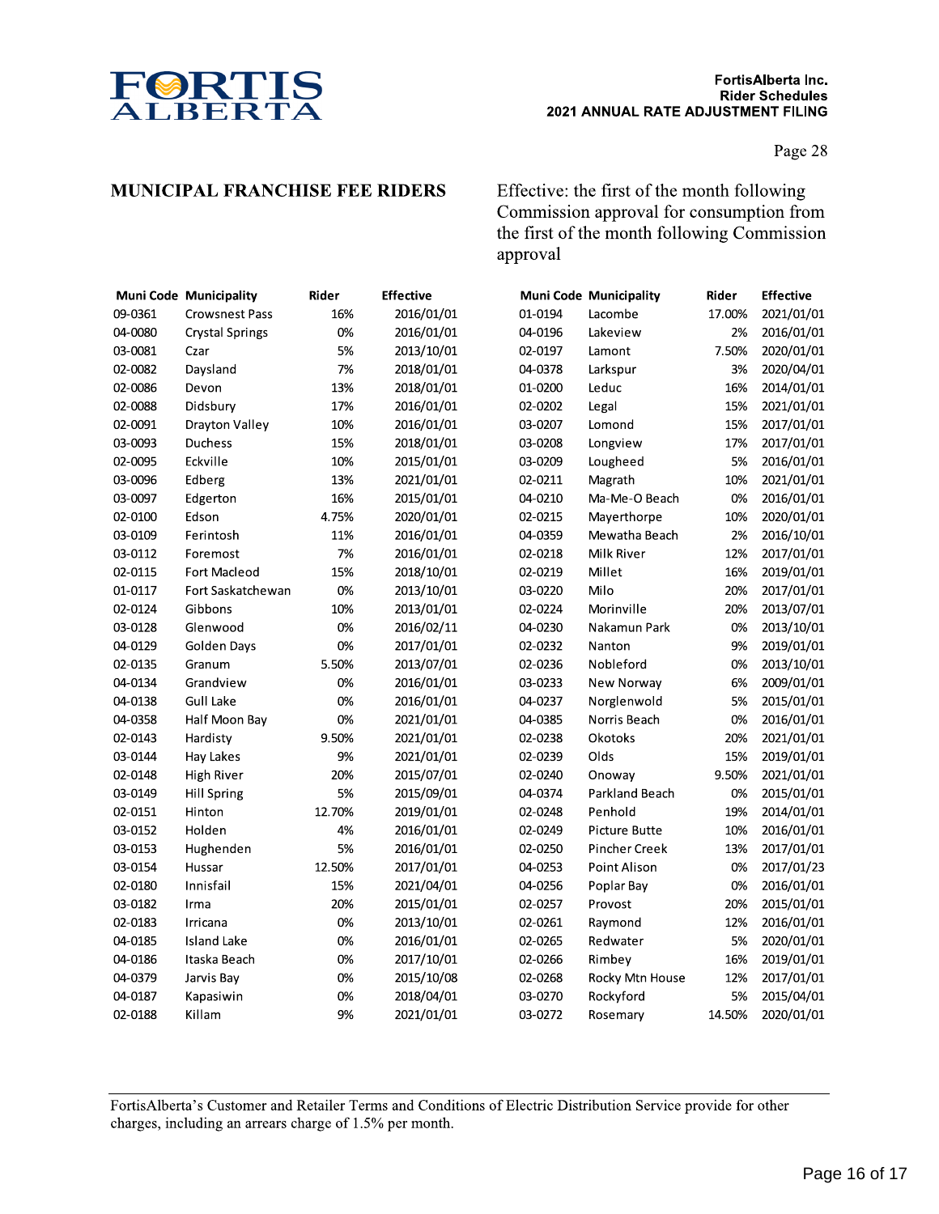Page 28

## MUNICIPAL FRANCHISE FEE RIDERS

Effective: the first of the month following Commission approval for consumption from the first of the month following Commission approval

| Muni Code | Municipality | Rider | Effective |
|---|---|---|---|
| 09-0361 | Crowsnest Pass | 16% | 2016/01/01 |
| 04-0080 | Crystal Springs | 0% | 2016/01/01 |
| 03-0081 | Czar | 5% | 2013/10/01 |
| 02-0082 | Daysland | 7% | 2018/01/01 |
| 02-0086 | Devon | 13% | 2018/01/01 |
| 02-0088 | Didsbury | 17% | 2016/01/01 |
| 02-0091 | Drayton Valley | 10% | 2016/01/01 |
| 03-0093 | Duchess | 15% | 2018/01/01 |
| 02-0095 | Eckville | 10% | 2015/01/01 |
| 03-0096 | Edberg | 13% | 2021/01/01 |
| 03-0097 | Edgerton | 16% | 2015/01/01 |
| 02-0100 | Edson | 4.75% | 2020/01/01 |
| 03-0109 | Ferintosh | 11% | 2016/01/01 |
| 03-0112 | Foremost | 7% | 2016/01/01 |
| 02-0115 | Fort Macleod | 15% | 2018/10/01 |
| 01-0117 | Fort Saskatchewan | 0% | 2013/10/01 |
| 02-0124 | Gibbons | 10% | 2013/01/01 |
| 03-0128 | Glenwood | 0% | 2016/02/11 |
| 04-0129 | Golden Days | 0% | 2017/01/01 |
| 02-0135 | Granum | 5.50% | 2013/07/01 |
| 04-0134 | Grandview | 0% | 2016/01/01 |
| 04-0138 | Gull Lake | 0% | 2016/01/01 |
| 04-0358 | Half Moon Bay | 0% | 2021/01/01 |
| 02-0143 | Hardisty | 9.50% | 2021/01/01 |
| 03-0144 | Hay Lakes | 9% | 2021/01/01 |
| 02-0148 | High River | 20% | 2015/07/01 |
| 03-0149 | Hill Spring | 5% | 2015/09/01 |
| 02-0151 | Hinton | 12.70% | 2019/01/01 |
| 03-0152 | Holden | 4% | 2016/01/01 |
| 03-0153 | Hughenden | 5% | 2016/01/01 |
| 03-0154 | Hussar | 12.50% | 2017/01/01 |
| 02-0180 | Innisfail | 15% | 2021/04/01 |
| 03-0182 | Irma | 20% | 2015/01/01 |
| 02-0183 | Irricana | 0% | 2013/10/01 |
| 04-0185 | Island Lake | 0% | 2016/01/01 |
| 04-0186 | Itaska Beach | 0% | 2017/10/01 |
| 04-0379 | Jarvis Bay | 0% | 2015/10/08 |
| 04-0187 | Kapasiwin | 0% | 2018/04/01 |
| 02-0188 | Killam | 9% | 2021/01/01 |
| 01-0194 | Lacombe | 17.00% | 2021/01/01 |
| 04-0196 | Lakeview | 2% | 2016/01/01 |
| 02-0197 | Lamont | 7.50% | 2020/01/01 |
| 04-0378 | Larkspur | 3% | 2020/04/01 |
| 01-0200 | Leduc | 16% | 2014/01/01 |
| 02-0202 | Legal | 15% | 2021/01/01 |
| 03-0207 | Lomond | 15% | 2017/01/01 |
| 03-0208 | Longview | 17% | 2017/01/01 |
| 03-0209 | Lougheed | 5% | 2016/01/01 |
| 02-0211 | Magrath | 10% | 2021/01/01 |
| 04-0210 | Ma-Me-O Beach | 0% | 2016/01/01 |
| 02-0215 | Mayerthorpe | 10% | 2020/01/01 |
| 04-0359 | Mewatha Beach | 2% | 2016/10/01 |
| 02-0218 | Milk River | 12% | 2017/01/01 |
| 02-0219 | Millet | 16% | 2019/01/01 |
| 03-0220 | Milo | 20% | 2017/01/01 |
| 02-0224 | Morinville | 20% | 2013/07/01 |
| 04-0230 | Nakamun Park | 0% | 2013/10/01 |
| 02-0232 | Nanton | 9% | 2019/01/01 |
| 02-0236 | Nobleford | 0% | 2013/10/01 |
| 03-0233 | New Norway | 6% | 2009/01/01 |
| 04-0237 | Norglenwold | 5% | 2015/01/01 |
| 04-0385 | Norris Beach | 0% | 2016/01/01 |
| 02-0238 | Okotoks | 20% | 2021/01/01 |
| 02-0239 | Olds | 15% | 2019/01/01 |
| 02-0240 | Onoway | 9.50% | 2021/01/01 |
| 04-0374 | Parkland Beach | 0% | 2015/01/01 |
| 02-0248 | Penhold | 19% | 2014/01/01 |
| 02-0249 | Picture Butte | 10% | 2016/01/01 |
| 02-0250 | Pincher Creek | 13% | 2017/01/01 |
| 04-0253 | Point Alison | 0% | 2017/01/23 |
| 04-0256 | Poplar Bay | 0% | 2016/01/01 |
| 02-0257 | Provost | 20% | 2015/01/01 |
| 02-0261 | Raymond | 12% | 2016/01/01 |
| 02-0265 | Redwater | 5% | 2020/01/01 |
| 02-0266 | Rimbey | 16% | 2019/01/01 |
| 02-0268 | Rocky Mtn House | 12% | 2017/01/01 |
| 03-0270 | Rockyford | 5% | 2015/04/01 |
| 03-0272 | Rosemary | 14.50% | 2020/01/01 |

FortisAlberta's Customer and Retailer Terms and Conditions of Electric Distribution Service provide for other charges, including an arrears charge of 1.5% per month.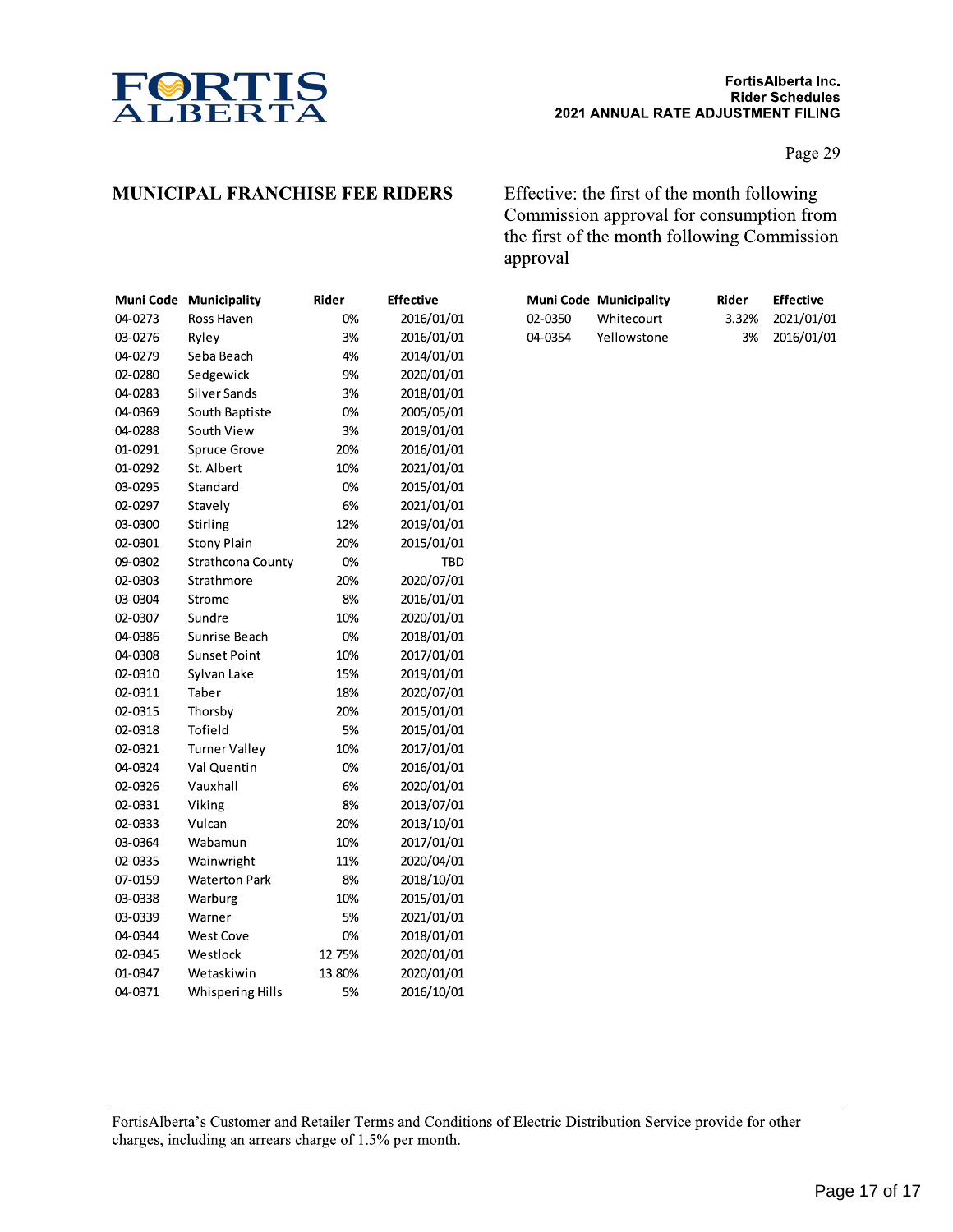FortisAlberta Inc.
Rider Schedules
2021 ANNUAL RATE ADJUSTMENT FILING

Page 29

## MUNICIPAL FRANCHISE FEE RIDERS

Effective: the first of the month following Commission approval for consumption from the first of the month following Commission approval

| Muni Code | Municipality | Rider | Effective |
|---|---|---|---|
| 04-0273 | Ross Haven | 0% | 2016/01/01 |
| 03-0276 | Ryley | 3% | 2016/01/01 |
| 04-0279 | Seba Beach | 4% | 2014/01/01 |
| 02-0280 | Sedgewick | 9% | 2020/01/01 |
| 04-0283 | Silver Sands | 3% | 2018/01/01 |
| 04-0369 | South Baptiste | 0% | 2005/05/01 |
| 04-0288 | South View | 3% | 2019/01/01 |
| 01-0291 | Spruce Grove | 20% | 2016/01/01 |
| 01-0292 | St. Albert | 10% | 2021/01/01 |
| 03-0295 | Standard | 0% | 2015/01/01 |
| 02-0297 | Stavely | 6% | 2021/01/01 |
| 03-0300 | Stirling | 12% | 2019/01/01 |
| 02-0301 | Stony Plain | 20% | 2015/01/01 |
| 09-0302 | Strathcona County | 0% | TBD |
| 02-0303 | Strathmore | 20% | 2020/07/01 |
| 03-0304 | Strome | 8% | 2016/01/01 |
| 02-0307 | Sundre | 10% | 2020/01/01 |
| 04-0386 | Sunrise Beach | 0% | 2018/01/01 |
| 04-0308 | Sunset Point | 10% | 2017/01/01 |
| 02-0310 | Sylvan Lake | 15% | 2019/01/01 |
| 02-0311 | Taber | 18% | 2020/07/01 |
| 02-0315 | Thorsby | 20% | 2015/01/01 |
| 02-0318 | Tofield | 5% | 2015/01/01 |
| 02-0321 | Turner Valley | 10% | 2017/01/01 |
| 04-0324 | Val Quentin | 0% | 2016/01/01 |
| 02-0326 | Vauxhall | 6% | 2020/01/01 |
| 02-0331 | Viking | 8% | 2013/07/01 |
| 02-0333 | Vulcan | 20% | 2013/10/01 |
| 03-0364 | Wabamun | 10% | 2017/01/01 |
| 02-0335 | Wainwright | 11% | 2020/04/01 |
| 07-0159 | Waterton Park | 8% | 2018/10/01 |
| 03-0338 | Warburg | 10% | 2015/01/01 |
| 03-0339 | Warner | 5% | 2021/01/01 |
| 04-0344 | West Cove | 0% | 2018/01/01 |
| 02-0345 | Westlock | 12.75% | 2020/01/01 |
| 01-0347 | Wetaskiwin | 13.80% | 2020/01/01 |
| 04-0371 | Whispering Hills | 5% | 2016/10/01 |
| 02-0350 | Whitecourt | 3.32% | 2021/01/01 |
| 04-0354 | Yellowstone | 3% | 2016/01/01 |

FortisAlberta's Customer and Retailer Terms and Conditions of Electric Distribution Service provide for other charges, including an arrears charge of 1.5% per month.